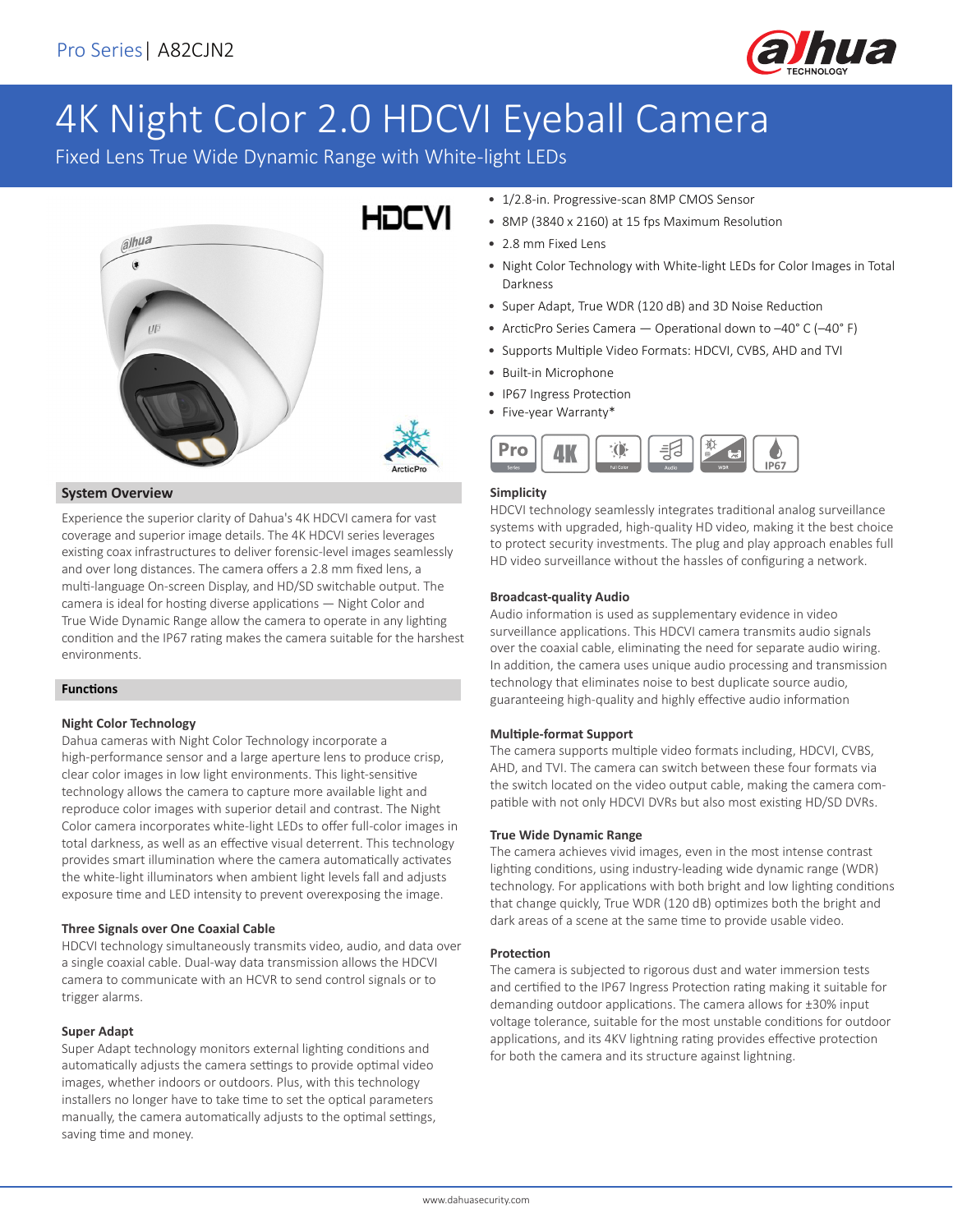Pro Series | A82CJN2

# 4K Night Color 2.0 HDCVI Eyeball Camera

Fixed Lens True Wide Dynamic Range with White-light LEDs

- 1/2.8-in. Progressive-scan 8MP CMOS Sensor
- 8MP (3840 x 2160) at 15 fps Maximum Resolution
- 2.8 mm Fixed Lens
- Night Color Technology with White-light LEDs for Color Images in Total Darkness
- Super Adapt, True WDR (120 dB) and 3D Noise Reduction
- ArcticPro Series Camera — Operational down to –40° C (–40° F)
- Supports Multiple Video Formats: HDCVI, CVBS, AHD and TVI
- Built-in Microphone
- IP67 Ingress Protection
- Five-year Warranty*

## System Overview

Experience the superior clarity of Dahua's 4K HDCVI camera for vast coverage and superior image details. The 4K HDCVI series leverages existing coax infrastructures to deliver forensic-level images seamlessly and over long distances. The camera offers a 2.8 mm fixed lens, a multi-language On-screen Display, and HD/SD switchable output. The camera is ideal for hosting diverse applications — Night Color and True Wide Dynamic Range allow the camera to operate in any lighting condition and the IP67 rating makes the camera suitable for the harshest environments.

## Functions

### Night Color Technology

Dahua cameras with Night Color Technology incorporate a high-performance sensor and a large aperture lens to produce crisp, clear color images in low light environments. This light-sensitive technology allows the camera to capture more available light and reproduce color images with superior detail and contrast. The Night Color camera incorporates white-light LEDs to offer full-color images in total darkness, as well as an effective visual deterrent. This technology provides smart illumination where the camera automatically activates the white-light illuminators when ambient light levels fall and adjusts exposure time and LED intensity to prevent overexposing the image.

### Three Signals over One Coaxial Cable

HDCVI technology simultaneously transmits video, audio, and data over a single coaxial cable. Dual-way data transmission allows the HDCVI camera to communicate with an HCVR to send control signals or to trigger alarms.

### Super Adapt

Super Adapt technology monitors external lighting conditions and automatically adjusts the camera settings to provide optimal video images, whether indoors or outdoors. Plus, with this technology installers no longer have to take time to set the optical parameters manually, the camera automatically adjusts to the optimal settings, saving time and money.

### Simplicity

HDCVI technology seamlessly integrates traditional analog surveillance systems with upgraded, high-quality HD video, making it the best choice to protect security investments. The plug and play approach enables full HD video surveillance without the hassles of configuring a network.

### Broadcast-quality Audio

Audio information is used as supplementary evidence in video surveillance applications. This HDCVI camera transmits audio signals over the coaxial cable, eliminating the need for separate audio wiring. In addition, the camera uses unique audio processing and transmission technology that eliminates noise to best duplicate source audio, guaranteeing high-quality and highly effective audio information

### Multiple-format Support

The camera supports multiple video formats including, HDCVI, CVBS, AHD, and TVI. The camera can switch between these four formats via the switch located on the video output cable, making the camera compatible with not only HDCVI DVRs but also most existing HD/SD DVRs.

### True Wide Dynamic Range

The camera achieves vivid images, even in the most intense contrast lighting conditions, using industry-leading wide dynamic range (WDR) technology. For applications with both bright and low lighting conditions that change quickly, True WDR (120 dB) optimizes both the bright and dark areas of a scene at the same time to provide usable video.

### Protection

The camera is subjected to rigorous dust and water immersion tests and certified to the IP67 Ingress Protection rating making it suitable for demanding outdoor applications. The camera allows for ±30% input voltage tolerance, suitable for the most unstable conditions for outdoor applications, and its 4KV lightning rating provides effective protection for both the camera and its structure against lightning.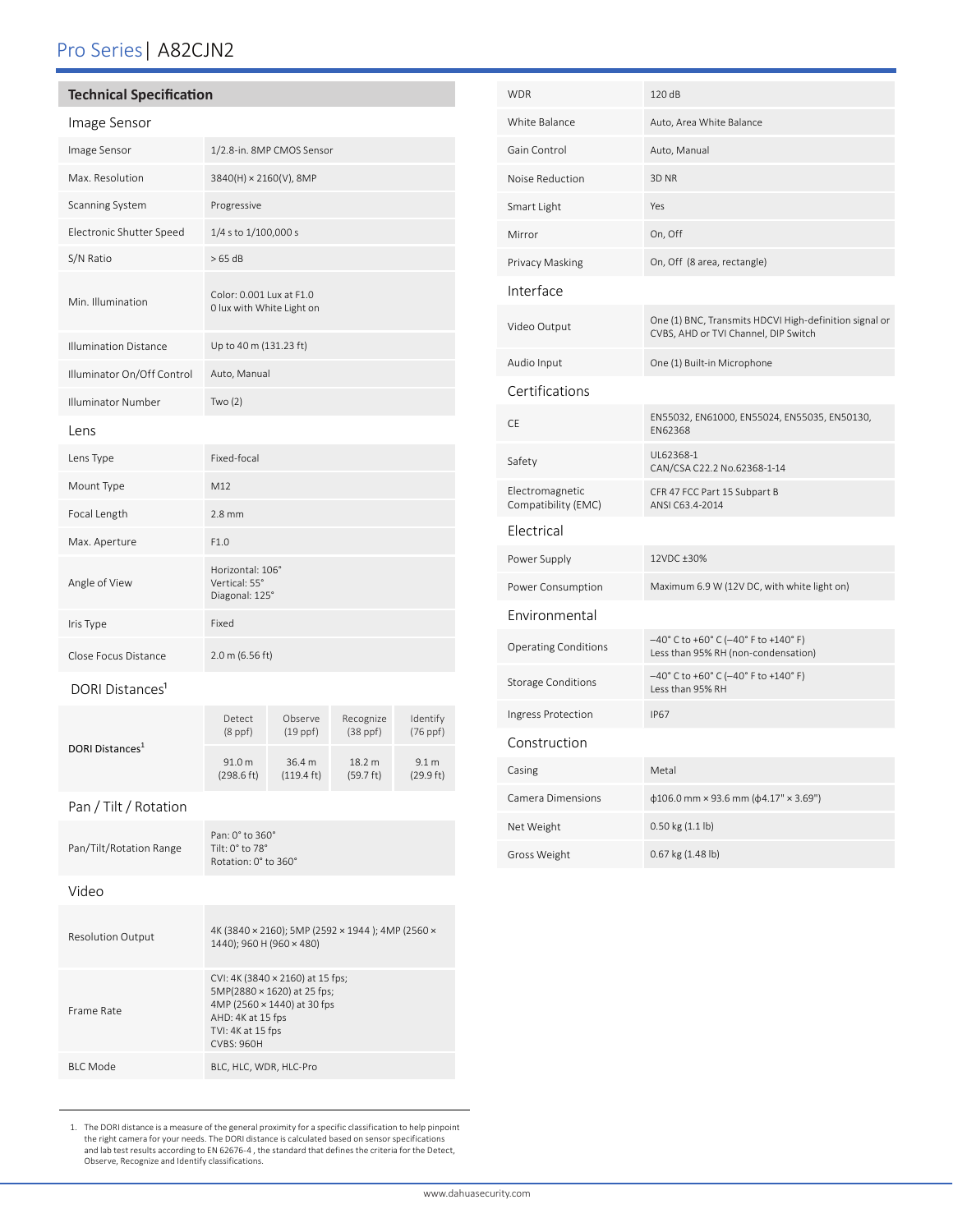# Pro Series | A82CJN2

## Technical Specification

### Image Sensor

| | |
|---|---|
| Image Sensor | 1/2.8-in. 8MP CMOS Sensor |
| Max. Resolution | 3840(H) × 2160(V), 8MP |
| Scanning System | Progressive |
| Electronic Shutter Speed | 1/4 s to 1/100,000 s |
| S/N Ratio | > 65 dB |
| Min. Illumination | Color: 0.001 Lux at F1.0<br>0 lux with White Light on |
| Illumination Distance | Up to 40 m (131.23 ft) |
| Illuminator On/Off Control | Auto, Manual |
| Illuminator Number | Two (2) |

### Lens

| | |
|---|---|
| Lens Type | Fixed-focal |
| Mount Type | M12 |
| Focal Length | 2.8 mm |
| Max. Aperture | F1.0 |
| Angle of View | Horizontal: 106°<br>Vertical: 55°<br>Diagonal: 125° |
| Iris Type | Fixed |
| Close Focus Distance | 2.0 m (6.56 ft) |

### DORI Distances[1]

| | Detect (8 ppf) | Observe (19 ppf) | Recognize (38 ppf) | Identify (76 ppf) |
|---|---|---|---|---|
| **DORI Distances[1]** | 91.0 m (298.6 ft) | 36.4 m (119.4 ft) | 18.2 m (59.7 ft) | 9.1 m (29.9 ft) |

### Pan / Tilt / Rotation

| | |
|---|---|
| Pan/Tilt/Rotation Range | Pan: 0° to 360°<br>Tilt: 0° to 78°<br>Rotation: 0° to 360° |

### Video

| | |
|---|---|
| Resolution Output | 4K (3840 × 2160); 5MP (2592 × 1944 ); 4MP (2560 × 1440); 960 H (960 × 480) |
| Frame Rate | CVI: 4K (3840 × 2160) at 15 fps;<br>5MP(2880 × 1620) at 25 fps;<br>4MP (2560 × 1440) at 30 fps<br>AHD: 4K at 15 fps<br>TVI: 4K at 15 fps<br>CVBS: 960H |
| BLC Mode | BLC, HLC, WDR, HLC-Pro |
| WDR | 120 dB |
| White Balance | Auto, Area White Balance |
| Gain Control | Auto, Manual |
| Noise Reduction | 3D NR |
| Smart Light | Yes |
| Mirror | On, Off |
| Privacy Masking | On, Off (8 area, rectangle) |

### Interface

| | |
|---|---|
| Video Output | One (1) BNC, Transmits HDCVI High-definition signal or CVBS, AHD or TVI Channel, DIP Switch |
| Audio Input | One (1) Built-in Microphone |

### Certifications

| | |
|---|---|
| CE | EN55032, EN61000, EN55024, EN55035, EN50130, EN62368 |
| Safety | UL62368-1<br>CAN/CSA C22.2 No.62368-1-14 |
| Electromagnetic Compatibility (EMC) | CFR 47 FCC Part 15 Subpart B<br>ANSI C63.4-2014 |

### Electrical

| | |
|---|---|
| Power Supply | 12VDC ±30% |
| Power Consumption | Maximum 6.9 W (12V DC, with white light on) |

### Environmental

| | |
|---|---|
| Operating Conditions | –40° C to +60° C (–40° F to +140° F)<br>Less than 95% RH (non-condensation) |
| Storage Conditions | –40° C to +60° C (–40° F to +140° F)<br>Less than 95% RH |
| Ingress Protection | IP67 |

### Construction

| | |
|---|---|
| Casing | Metal |
| Camera Dimensions | ϕ106.0 mm × 93.6 mm (ϕ4.17" × 3.69") |
| Net Weight | 0.50 kg (1.1 lb) |
| Gross Weight | 0.67 kg (1.48 lb) |

1. The DORI distance is a measure of the general proximity for a specific classification to help pinpoint the right camera for your needs. The DORI distance is calculated based on sensor specifications and lab test results according to EN 62676-4 , the standard that defines the criteria for the Detect, Observe, Recognize and Identify classifications.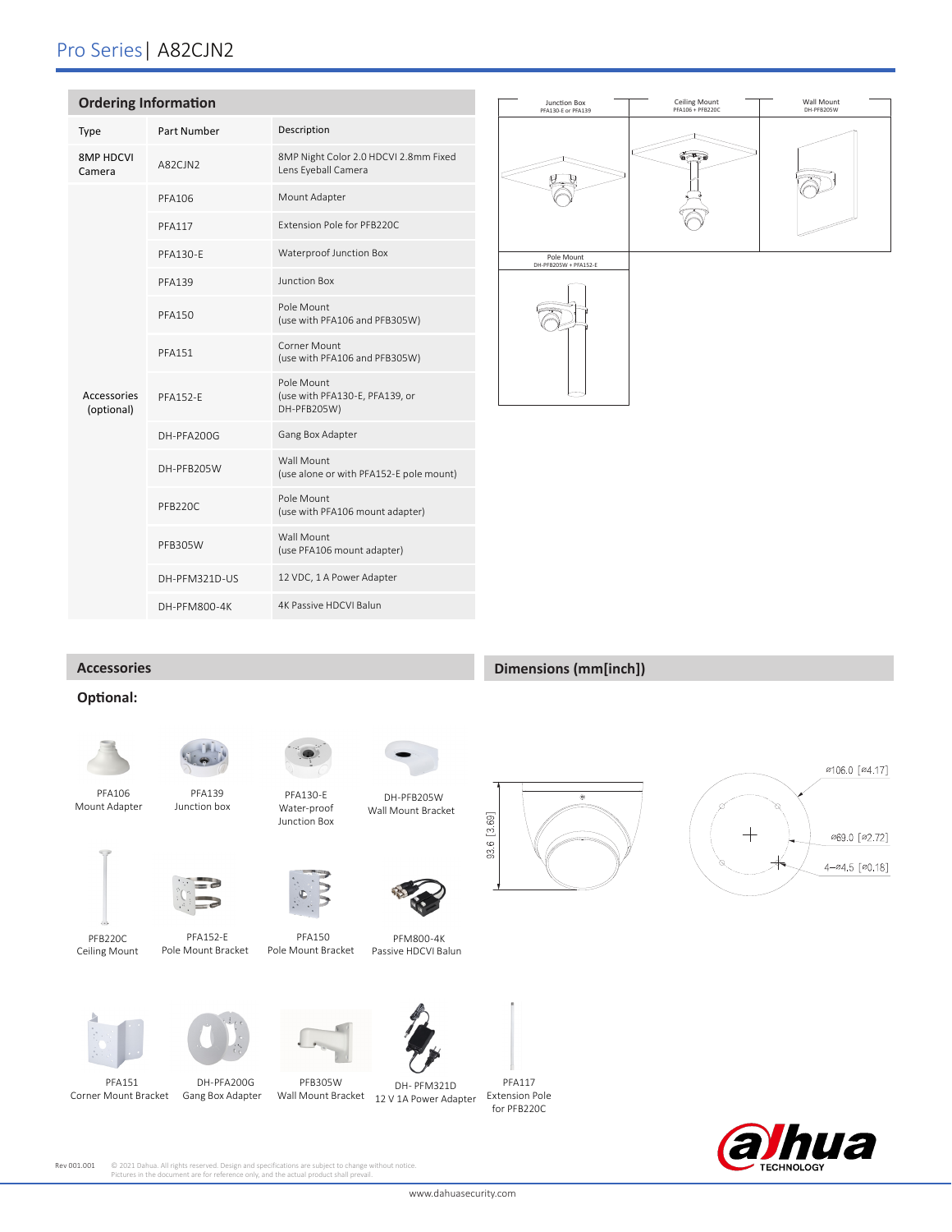## Ordering Information

| Type | Part Number | Description |
|---|---|---|
| 8MP HDCVI Camera | A82CJN2 | 8MP Night Color 2.0 HDCVI 2.8mm Fixed Lens Eyeball Camera |
| Accessories (optional) | PFA106 | Mount Adapter |
| | PFA117 | Extension Pole for PFB220C |
| | PFA130-E | Waterproof Junction Box |
| | PFA139 | Junction Box |
| | PFA150 | Pole Mount (use with PFA106 and PFB305W) |
| | PFA151 | Corner Mount (use with PFA106 and PFB305W) |
| | PFA152-E | Pole Mount (use with PFA130-E, PFA139, or DH-PFB205W) |
| | DH-PFA200G | Gang Box Adapter |
| | DH-PFB205W | Wall Mount (use alone or with PFA152-E pole mount) |
| | PFB220C | Pole Mount (use with PFA106 mount adapter) |
| | PFB305W | Wall Mount (use PFA106 mount adapter) |
| | DH-PFM321D-US | 12 VDC, 1 A Power Adapter |
| | DH-PFM800-4K | 4K Passive HDCVI Balun |

Junction Box
PFA130-E or PFA139

Ceiling Mount
PFA106 + PFB220C

Wall Mount
DH-PFB205W

Pole Mount
DH-PFB205W + PFA152-E

## Accessories

### Optional:

PFA106
Mount Adapter

PFA139
Junction box

PFA130-E
Water-proof
Junction Box

DH-PFB205W
Wall Mount Bracket

PFB220C
Ceiling Mount

PFA152-E
Pole Mount Bracket

PFA150
Pole Mount Bracket

PFM800-4K
Passive HDCVI Balun

PFA151
Corner Mount Bracket

DH-PFA200G
Gang Box Adapter

PFB305W
Wall Mount Bracket

DH- PFM321D
12 V 1A Power Adapter

PFA117
Extension Pole
for PFB220C

## Dimensions (mm[inch])

93.6 [3.69]

⌀106.0 [⌀4.17]

⌀69.0 [⌀2.72]

4–⌀4.5 [⌀0.18]

Rev 001.001 © 2021 Dahua. All rights reserved. Design and specifications are subject to change without notice.
Pictures in the document are for reference only, and the actual product shall prevail.

www.dahuasecurity.com